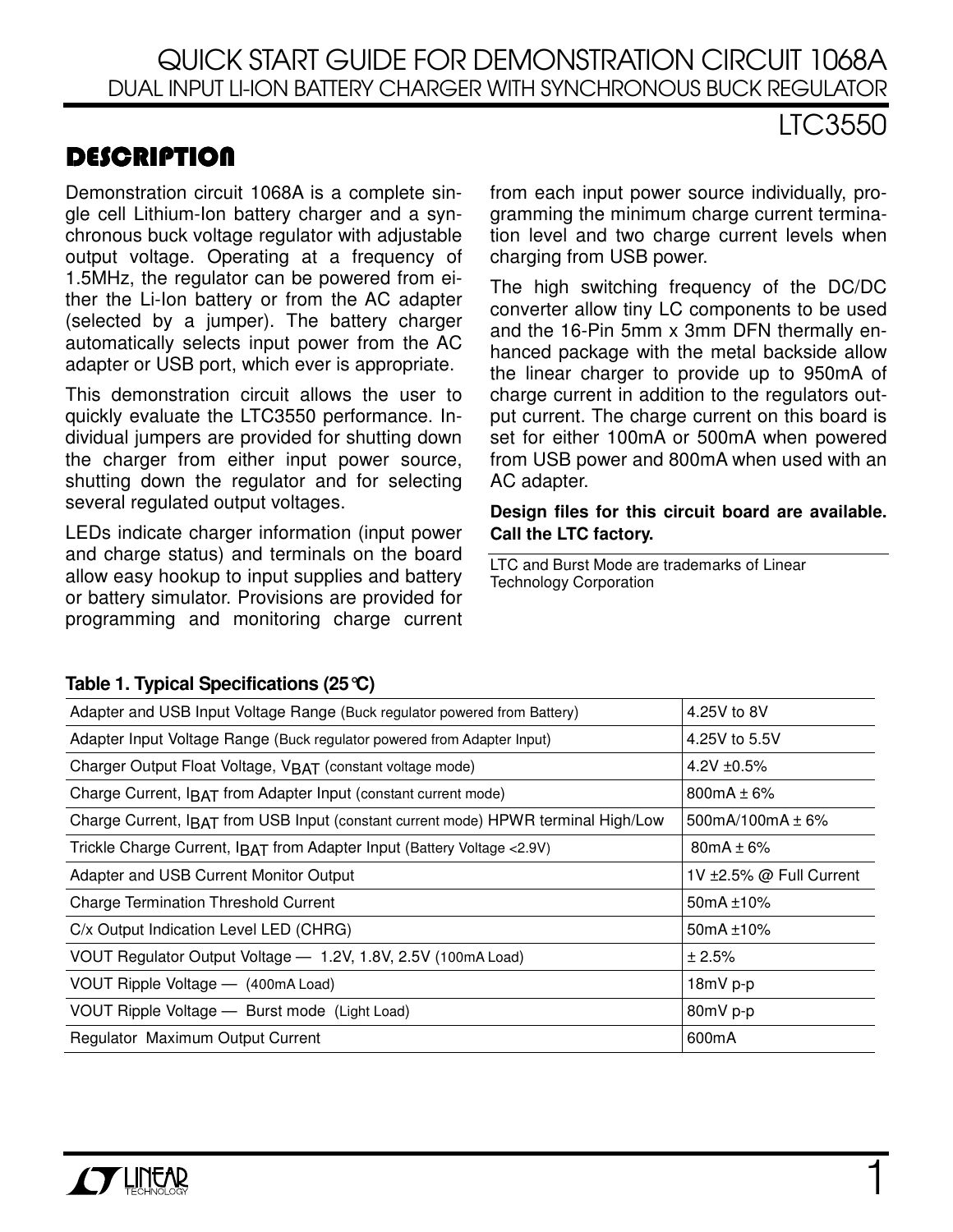# QUICK START GUIDE FOR DEMONSTRATION CIRCUIT 1068A
## DUAL INPUT LI-ION BATTERY CHARGER WITH SYNCHRONOUS BUCK REGULATOR

## LTC3550

## DESCRIPTION

Demonstration circuit 1068A is a complete single cell Lithium-Ion battery charger and a synchronous buck voltage regulator with adjustable output voltage. Operating at a frequency of 1.5MHz, the regulator can be powered from either the Li-Ion battery or from the AC adapter (selected by a jumper). The battery charger automatically selects input power from the AC adapter or USB port, which ever is appropriate.

This demonstration circuit allows the user to quickly evaluate the LTC3550 performance. Individual jumpers are provided for shutting down the charger from either input power source, shutting down the regulator and for selecting several regulated output voltages.

LEDs indicate charger information (input power and charge status) and terminals on the board allow easy hookup to input supplies and battery or battery simulator. Provisions are provided for programming and monitoring charge current from each input power source individually, programming the minimum charge current termination level and two charge current levels when charging from USB power.

The high switching frequency of the DC/DC converter allow tiny LC components to be used and the 16-Pin 5mm x 3mm DFN thermally enhanced package with the metal backside allow the linear charger to provide up to 950mA of charge current in addition to the regulators output current. The charge current on this board is set for either 100mA or 500mA when powered from USB power and 800mA when used with an AC adapter.

**Design files for this circuit board are available. Call the LTC factory.**

LTC and Burst Mode are trademarks of Linear Technology Corporation

**Table 1. Typical Specifications (25°C)**

| Parameter | Value |
|---|---|
| Adapter and USB Input Voltage Range (Buck regulator powered from Battery) | 4.25V to 8V |
| Adapter Input Voltage Range (Buck regulator powered from Adapter Input) | 4.25V to 5.5V |
| Charger Output Float Voltage, $V_{BAT}$ (constant voltage mode) | 4.2V ±0.5% |
| Charge Current, $I_{BAT}$ from Adapter Input (constant current mode) | 800mA ± 6% |
| Charge Current, $I_{BAT}$ from USB Input (constant current mode) HPWR terminal High/Low | 500mA/100mA ± 6% |
| Trickle Charge Current, $I_{BAT}$ from Adapter Input (Battery Voltage <2.9V) | 80mA ± 6% |
| Adapter and USB Current Monitor Output | 1V ±2.5% @ Full Current |
| Charge Termination Threshold Current | 50mA ±10% |
| C/x Output Indication Level LED (CHRG) | 50mA ±10% |
| VOUT Regulator Output Voltage — 1.2V, 1.8V, 2.5V (100mA Load) | ± 2.5% |
| VOUT Ripple Voltage — (400mA Load) | 18mV p-p |
| VOUT Ripple Voltage — Burst mode (Light Load) | 80mV p-p |
| Regulator Maximum Output Current | 600mA |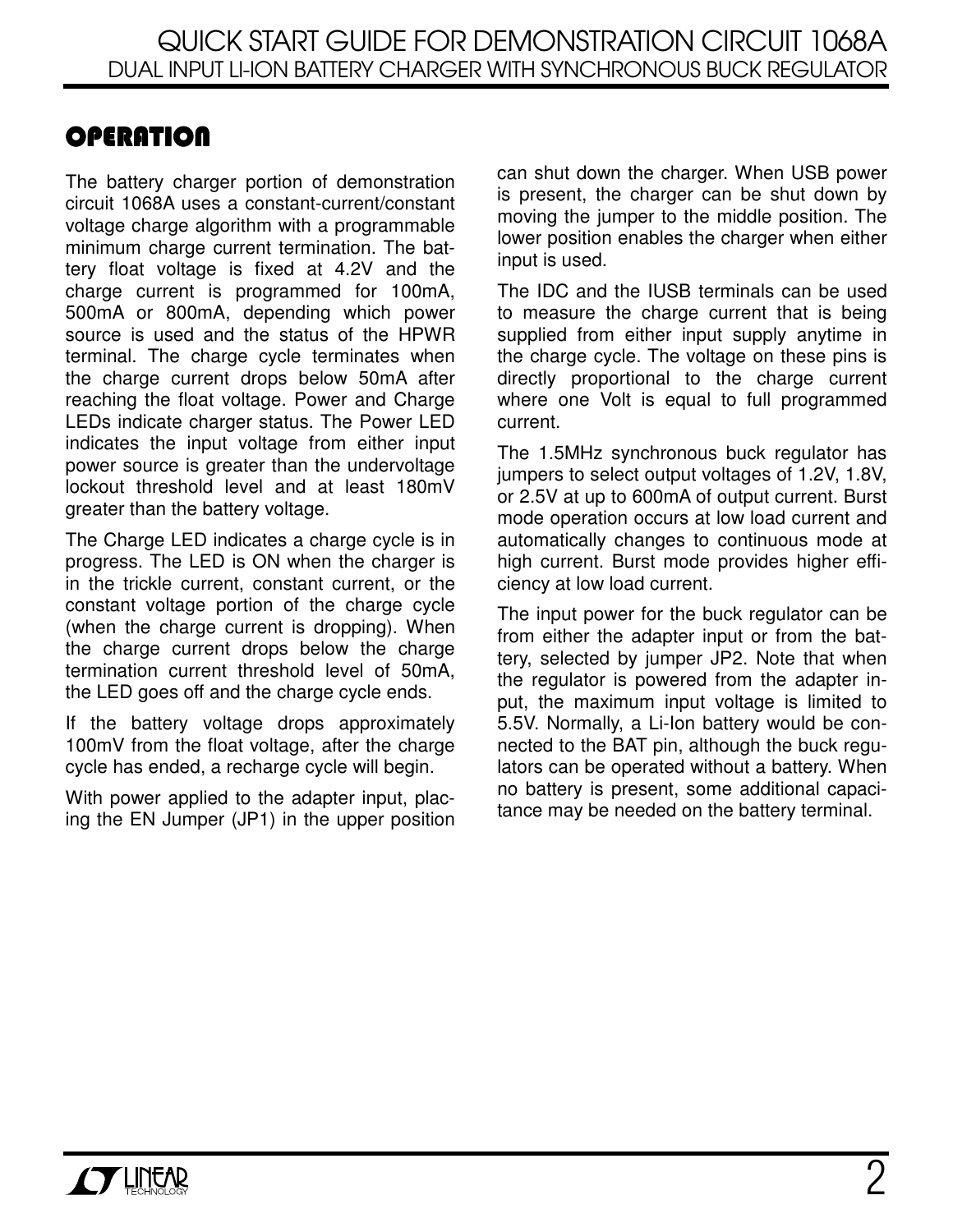## OPERATION

The battery charger portion of demonstration circuit 1068A uses a constant-current/constant voltage charge algorithm with a programmable minimum charge current termination. The battery float voltage is fixed at 4.2V and the charge current is programmed for 100mA, 500mA or 800mA, depending which power source is used and the status of the HPWR terminal. The charge cycle terminates when the charge current drops below 50mA after reaching the float voltage. Power and Charge LEDs indicate charger status. The Power LED indicates the input voltage from either input power source is greater than the undervoltage lockout threshold level and at least 180mV greater than the battery voltage.

The Charge LED indicates a charge cycle is in progress. The LED is ON when the charger is in the trickle current, constant current, or the constant voltage portion of the charge cycle (when the charge current is dropping). When the charge current drops below the charge termination current threshold level of 50mA, the LED goes off and the charge cycle ends.

If the battery voltage drops approximately 100mV from the float voltage, after the charge cycle has ended, a recharge cycle will begin.

With power applied to the adapter input, placing the EN Jumper (JP1) in the upper position can shut down the charger. When USB power is present, the charger can be shut down by moving the jumper to the middle position. The lower position enables the charger when either input is used.

The IDC and the IUSB terminals can be used to measure the charge current that is being supplied from either input supply anytime in the charge cycle. The voltage on these pins is directly proportional to the charge current where one Volt is equal to full programmed current.

The 1.5MHz synchronous buck regulator has jumpers to select output voltages of 1.2V, 1.8V, or 2.5V at up to 600mA of output current. Burst mode operation occurs at low load current and automatically changes to continuous mode at high current. Burst mode provides higher efficiency at low load current.

The input power for the buck regulator can be from either the adapter input or from the battery, selected by jumper JP2. Note that when the regulator is powered from the adapter input, the maximum input voltage is limited to 5.5V. Normally, a Li-Ion battery would be connected to the BAT pin, although the buck regulators can be operated without a battery. When no battery is present, some additional capacitance may be needed on the battery terminal.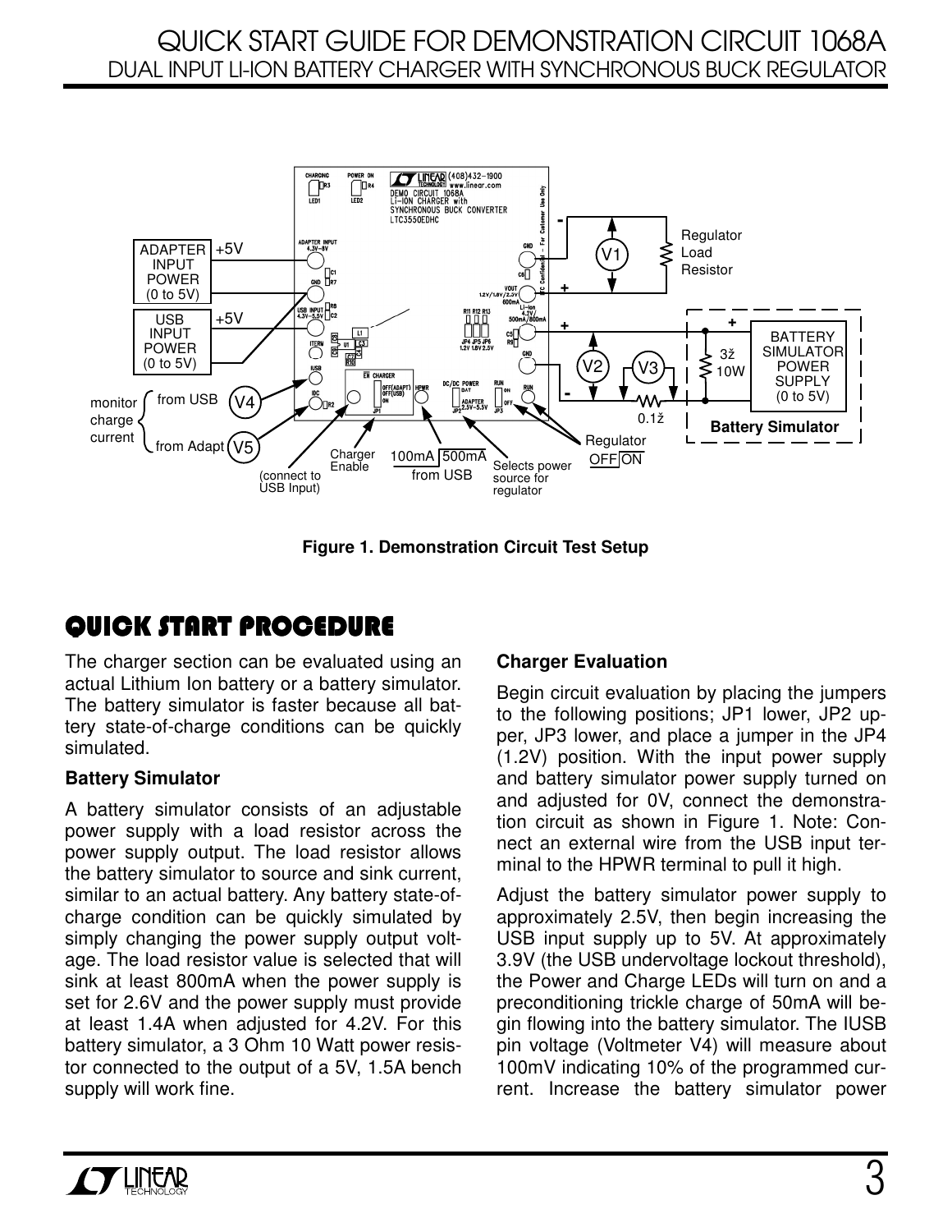Figure 1. Demonstration Circuit Test Setup

## QUICK START PROCEDURE

The charger section can be evaluated using an actual Lithium Ion battery or a battery simulator. The battery simulator is faster because all battery state-of-charge conditions can be quickly simulated.

**Battery Simulator**

A battery simulator consists of an adjustable power supply with a load resistor across the power supply output. The load resistor allows the battery simulator to source and sink current, similar to an actual battery. Any battery state-of-charge condition can be quickly simulated by simply changing the power supply output voltage. The load resistor value is selected that will sink at least 800mA when the power supply is set for 2.6V and the power supply must provide at least 1.4A when adjusted for 4.2V. For this battery simulator, a 3 Ohm 10 Watt power resistor connected to the output of a 5V, 1.5A bench supply will work fine.

**Charger Evaluation**

Begin circuit evaluation by placing the jumpers to the following positions; JP1 lower, JP2 upper, JP3 lower, and place a jumper in the JP4 (1.2V) position. With the input power supply and battery simulator power supply turned on and adjusted for 0V, connect the demonstration circuit as shown in Figure 1. Note: Connect an external wire from the USB input terminal to the HPWR terminal to pull it high.

Adjust the battery simulator power supply to approximately 2.5V, then begin increasing the USB input supply up to 5V. At approximately 3.9V (the USB undervoltage lockout threshold), the Power and Charge LEDs will turn on and a preconditioning trickle charge of 50mA will begin flowing into the battery simulator. The IUSB pin voltage (Voltmeter V4) will measure about 100mV indicating 10% of the programmed current. Increase the battery simulator power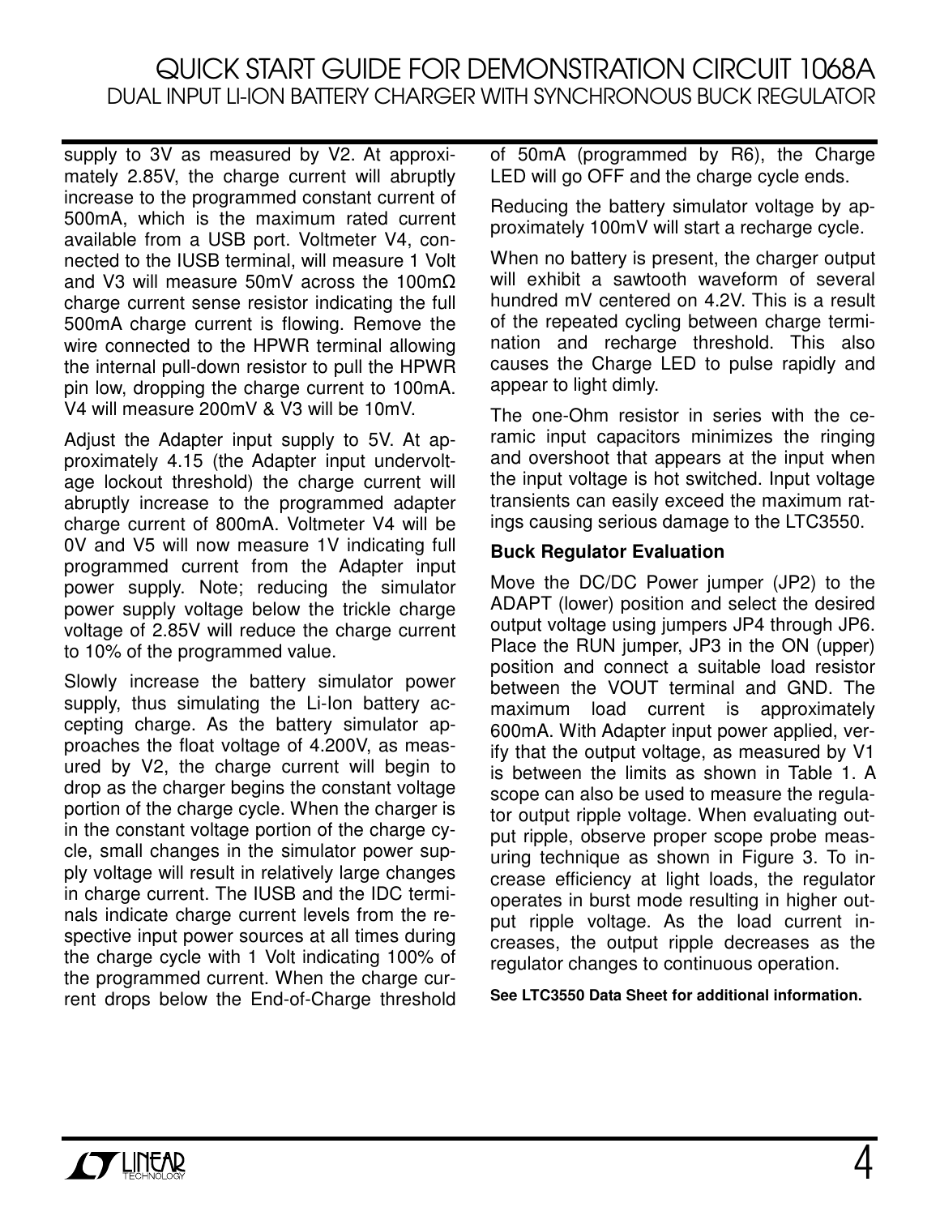supply to 3V as measured by V2. At approximately 2.85V, the charge current will abruptly increase to the programmed constant current of 500mA, which is the maximum rated current available from a USB port. Voltmeter V4, connected to the IUSB terminal, will measure 1 Volt and V3 will measure 50mV across the 100mΩ charge current sense resistor indicating the full 500mA charge current is flowing. Remove the wire connected to the HPWR terminal allowing the internal pull-down resistor to pull the HPWR pin low, dropping the charge current to 100mA. V4 will measure 200mV & V3 will be 10mV.

Adjust the Adapter input supply to 5V. At approximately 4.15 (the Adapter input undervoltage lockout threshold) the charge current will abruptly increase to the programmed adapter charge current of 800mA. Voltmeter V4 will be 0V and V5 will now measure 1V indicating full programmed current from the Adapter input power supply. Note; reducing the simulator power supply voltage below the trickle charge voltage of 2.85V will reduce the charge current to 10% of the programmed value.

Slowly increase the battery simulator power supply, thus simulating the Li-Ion battery accepting charge. As the battery simulator approaches the float voltage of 4.200V, as measured by V2, the charge current will begin to drop as the charger begins the constant voltage portion of the charge cycle. When the charger is in the constant voltage portion of the charge cycle, small changes in the simulator power supply voltage will result in relatively large changes in charge current. The IUSB and the IDC terminals indicate charge current levels from the respective input power sources at all times during the charge cycle with 1 Volt indicating 100% of the programmed current. When the charge current drops below the End-of-Charge threshold of 50mA (programmed by R6), the Charge LED will go OFF and the charge cycle ends.

Reducing the battery simulator voltage by approximately 100mV will start a recharge cycle.

When no battery is present, the charger output will exhibit a sawtooth waveform of several hundred mV centered on 4.2V. This is a result of the repeated cycling between charge termination and recharge threshold. This also causes the Charge LED to pulse rapidly and appear to light dimly.

The one-Ohm resistor in series with the ceramic input capacitors minimizes the ringing and overshoot that appears at the input when the input voltage is hot switched. Input voltage transients can easily exceed the maximum ratings causing serious damage to the LTC3550.

**Buck Regulator Evaluation**

Move the DC/DC Power jumper (JP2) to the ADAPT (lower) position and select the desired output voltage using jumpers JP4 through JP6. Place the RUN jumper, JP3 in the ON (upper) position and connect a suitable load resistor between the VOUT terminal and GND. The maximum load current is approximately 600mA. With Adapter input power applied, verify that the output voltage, as measured by V1 is between the limits as shown in Table 1. A scope can also be used to measure the regulator output ripple voltage. When evaluating output ripple, observe proper scope probe measuring technique as shown in Figure 3. To increase efficiency at light loads, the regulator operates in burst mode resulting in higher output ripple voltage. As the load current increases, the output ripple decreases as the regulator changes to continuous operation.

**See LTC3550 Data Sheet for additional information.**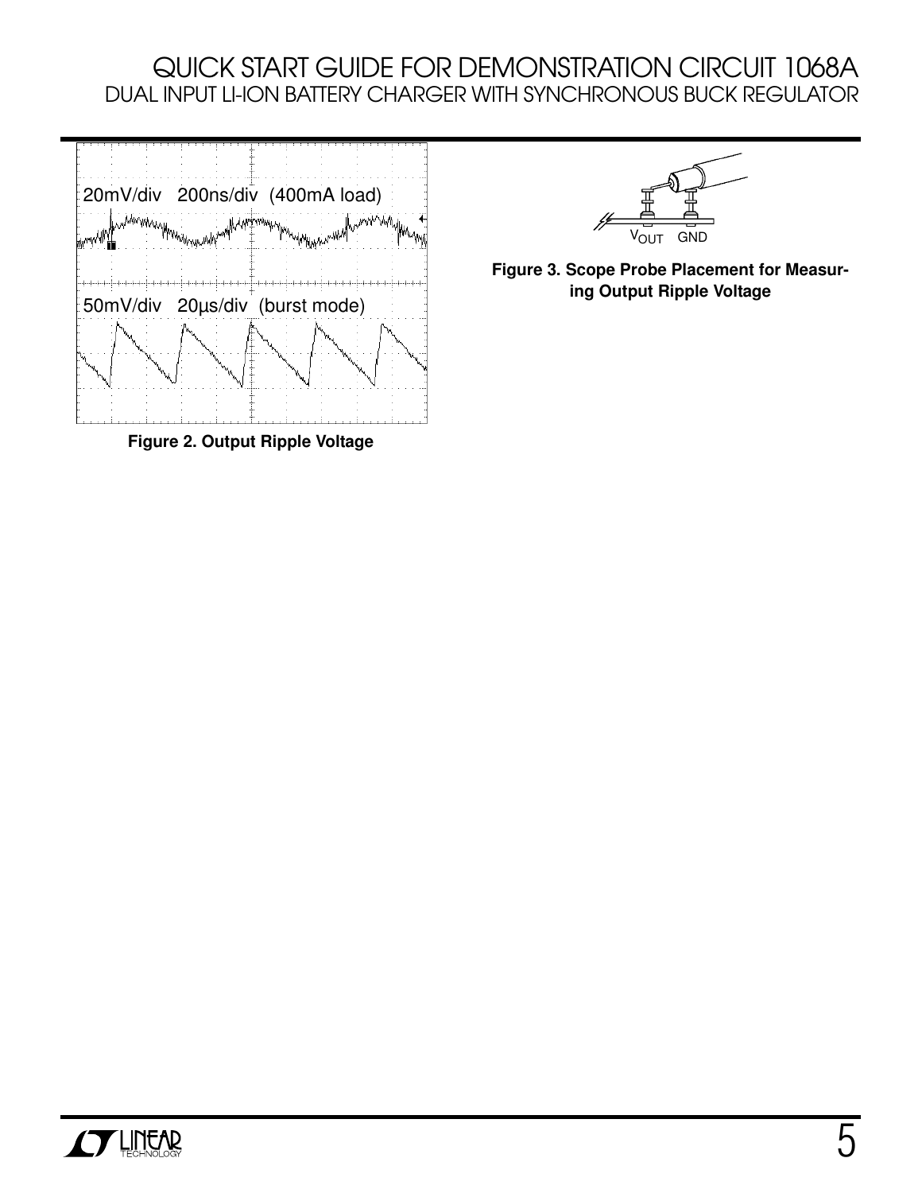20mV/div 200ns/div (400mA load)

50mV/div 20µs/div (burst mode)

**Figure 2. Output Ripple Voltage**

$V_{OUT}$ GND

**Figure 3. Scope Probe Placement for Measuring Output Ripple Voltage**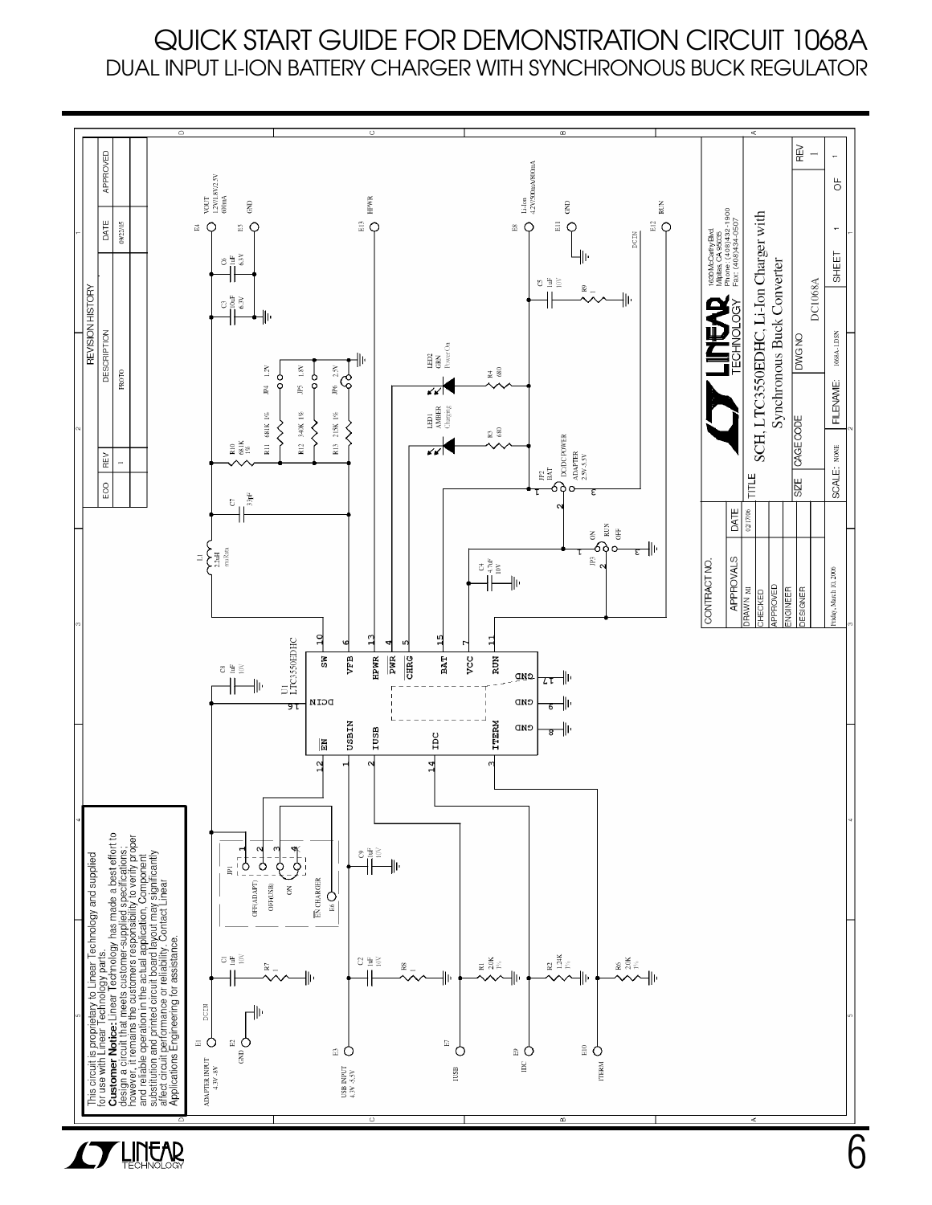# QUICK START GUIDE FOR DEMONSTRATION CIRCUIT 1068A
## DUAL INPUT LI-ION BATTERY CHARGER WITH SYNCHRONOUS BUCK REGULATOR

This circuit is proprietary to Linear Technology and supplied for use with Linear Technology parts.

**Customer Notice:** Linear Technology has made a best effort to design a circuit that meets customer-supplied specifications; however, it remains the customers responsibility to verify proper and reliable operation in the actual application. Component substitution and printed circuit board layout may significantly affect circuit performance or reliability. Contact Linear Applications Engineering for assistance.

**REVISION HISTORY**

| ECO | REV | DESCRIPTION | DATE | APPROVED |
|---|---|---|---|---|
| | 1 | PROTO | 09/22/05 | |

| | |
|---|---|
| CONTRACT NO. | |
| APPROVALS | DATE |
| DRAWN MI | 02/17/06 |
| CHECKED | |
| APPROVED | |
| ENGINEER | |
| DESIGNER | |

1630 McCarthy Blvd.
Milpitas, CA 95035
Phone: (408)432-1900
Fax: (408)434-0507

TITLE: SCH, LTC3550EDHC, Li-Ion Charger with Synchronous Buck Converter

| SIZE | CAGE CODE | DWG NO | REV |
|---|---|---|---|
| | | DC1068A | 1 |

SCALE: NONE | FILENAME: 1068A-1.DSN | SHEET 1 OF 1

Friday, March 10, 2006